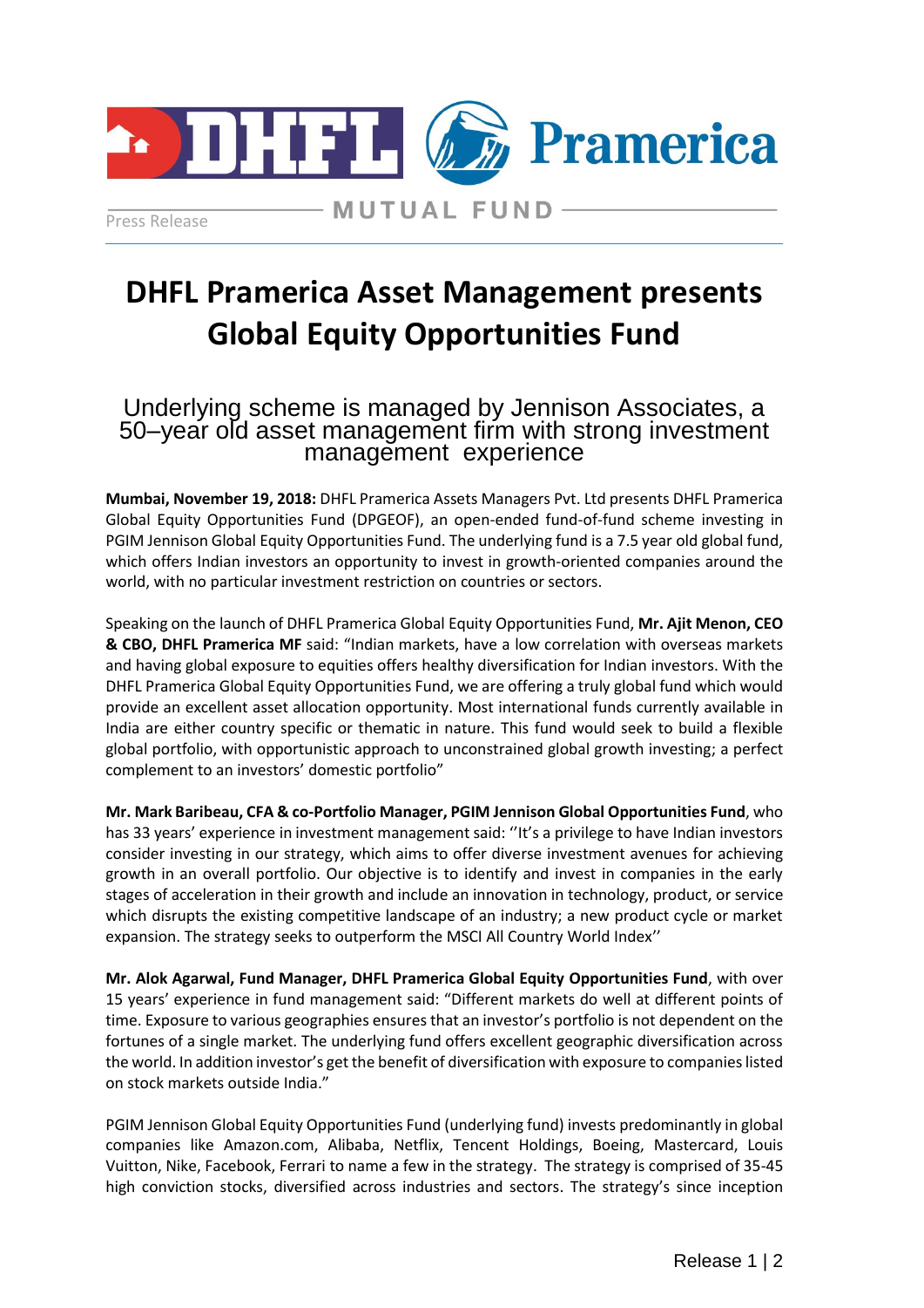Press Release

# DHFL Pramerica Asset Management presents Global Equity Opportunities Fund

## Underlying scheme is managed by Jennison Associates, a 50–year old asset management firm with strong investment management experience

**Mumbai, November 19, 2018:** DHFL Pramerica Assets Managers Pvt. Ltd presents DHFL Pramerica Global Equity Opportunities Fund (DPGEOF), an open-ended fund-of-fund scheme investing in PGIM Jennison Global Equity Opportunities Fund. The underlying fund is a 7.5 year old global fund, which offers Indian investors an opportunity to invest in growth-oriented companies around the world, with no particular investment restriction on countries or sectors.

Speaking on the launch of DHFL Pramerica Global Equity Opportunities Fund, **Mr. Ajit Menon, CEO & CBO, DHFL Pramerica MF** said: "Indian markets, have a low correlation with overseas markets and having global exposure to equities offers healthy diversification for Indian investors. With the DHFL Pramerica Global Equity Opportunities Fund, we are offering a truly global fund which would provide an excellent asset allocation opportunity. Most international funds currently available in India are either country specific or thematic in nature. This fund would seek to build a flexible global portfolio, with opportunistic approach to unconstrained global growth investing; a perfect complement to an investors' domestic portfolio"

**Mr. Mark Baribeau, CFA & co-Portfolio Manager, PGIM Jennison Global Opportunities Fund**, who has 33 years' experience in investment management said: ''It's a privilege to have Indian investors consider investing in our strategy, which aims to offer diverse investment avenues for achieving growth in an overall portfolio. Our objective is to identify and invest in companies in the early stages of acceleration in their growth and include an innovation in technology, product, or service which disrupts the existing competitive landscape of an industry; a new product cycle or market expansion. The strategy seeks to outperform the MSCI All Country World Index''

**Mr. Alok Agarwal, Fund Manager, DHFL Pramerica Global Equity Opportunities Fund**, with over 15 years' experience in fund management said: "Different markets do well at different points of time. Exposure to various geographies ensures that an investor's portfolio is not dependent on the fortunes of a single market. The underlying fund offers excellent geographic diversification across the world. In addition investor's get the benefit of diversification with exposure to companies listed on stock markets outside India."

PGIM Jennison Global Equity Opportunities Fund (underlying fund) invests predominantly in global companies like Amazon.com, Alibaba, Netflix, Tencent Holdings, Boeing, Mastercard, Louis Vuitton, Nike, Facebook, Ferrari to name a few in the strategy. The strategy is comprised of 35-45 high conviction stocks, diversified across industries and sectors. The strategy's since inception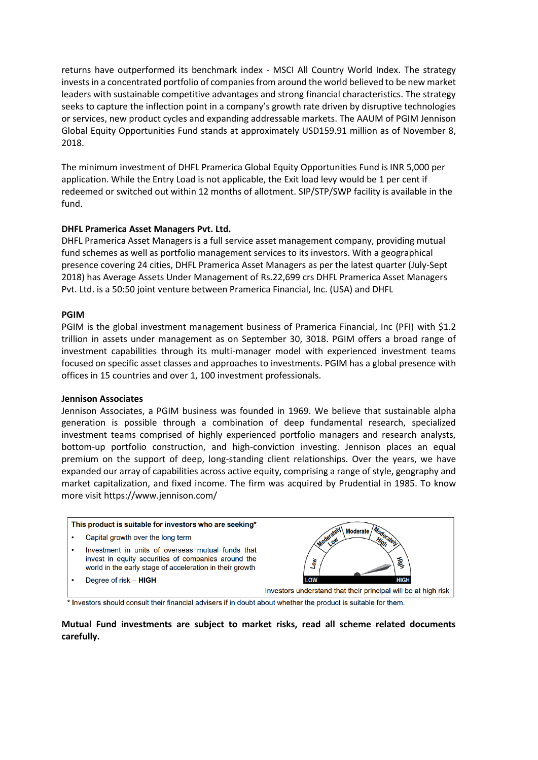returns have outperformed its benchmark index - MSCI All Country World Index. The strategy invests in a concentrated portfolio of companies from around the world believed to be new market leaders with sustainable competitive advantages and strong financial characteristics. The strategy seeks to capture the inflection point in a company's growth rate driven by disruptive technologies or services, new product cycles and expanding addressable markets. The AAUM of PGIM Jennison Global Equity Opportunities Fund stands at approximately USD159.91 million as of November 8, 2018.

The minimum investment of DHFL Pramerica Global Equity Opportunities Fund is INR 5,000 per application. While the Entry Load is not applicable, the Exit load levy would be 1 per cent if redeemed or switched out within 12 months of allotment. SIP/STP/SWP facility is available in the fund.

**DHFL Pramerica Asset Managers Pvt. Ltd.**

DHFL Pramerica Asset Managers is a full service asset management company, providing mutual fund schemes as well as portfolio management services to its investors. With a geographical presence covering 24 cities, DHFL Pramerica Asset Managers as per the latest quarter (July-Sept 2018) has Average Assets Under Management of Rs.22,699 crs DHFL Pramerica Asset Managers Pvt. Ltd. is a 50:50 joint venture between Pramerica Financial, Inc. (USA) and DHFL

**PGIM**

PGIM is the global investment management business of Pramerica Financial, Inc (PFI) with $1.2 trillion in assets under management as on September 30, 3018. PGIM offers a broad range of investment capabilities through its multi-manager model with experienced investment teams focused on specific asset classes and approaches to investments. PGIM has a global presence with offices in 15 countries and over 1, 100 investment professionals.

**Jennison Associates**

Jennison Associates, a PGIM business was founded in 1969. We believe that sustainable alpha generation is possible through a combination of deep fundamental research, specialized investment teams comprised of highly experienced portfolio managers and research analysts, bottom-up portfolio construction, and high-conviction investing. Jennison places an equal premium on the support of deep, long-standing client relationships. Over the years, we have expanded our array of capabilities across active equity, comprising a range of style, geography and market capitalization, and fixed income. The firm was acquired by Prudential in 1985. To know more visit https://www.jennison.com/

**This product is suitable for investors who are seeking***

- Capital growth over the long term
- Investment in units of overseas mutual funds that invest in equity securities of companies around the world in the early stage of acceleration in their growth
- Degree of risk – **HIGH**

Low
Moderately Low
Moderate
Moderately High
High
LOW
HIGH

Investors understand that their principal will be at high risk

\* Investors should consult their financial advisers if in doubt about whether the product is suitable for them.

**Mutual Fund investments are subject to market risks, read all scheme related documents carefully.**